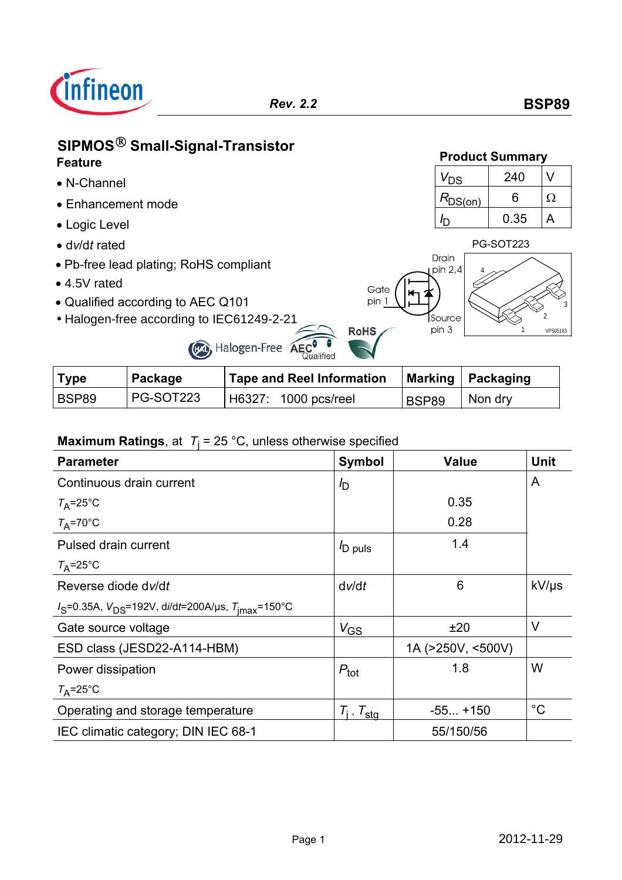# SIPMOS® Small-Signal-Transistor

**Feature**

- N-Channel
- Enhancement mode
- Logic Level
- d*v*/d*t* rated
- Pb-free lead plating; RoHS compliant
- 4.5V rated
- Qualified according to AEC Q101
- Halogen-free according to IEC61249-2-21

**Product Summary**

| | | |
|---|---|---|
| $V_{DS}$ | 240 | V |
| $R_{DS(on)}$ | 6 | Ω |
| $I_D$ | 0.35 | A |

PG-SOT223

Drain pin 2,4

Gate pin 1

Source pin 3

| Type | Package | Tape and Reel Information | Marking | Packaging |
|---|---|---|---|---|
| BSP89 | PG-SOT223 | H6327: 1000 pcs/reel | BSP89 | Non dry |

**Maximum Ratings**, at $T_j$ = 25 °C, unless otherwise specified

| Parameter | Symbol | Value | Unit |
|---|---|---|---|
| Continuous drain current | $I_D$ | | A |
| $T_A$=25°C | | 0.35 | |
| $T_A$=70°C | | 0.28 | |
| Pulsed drain current<br>$T_A$=25°C | $I_{D\ puls}$ | 1.4 | |
| Reverse diode d*v*/d*t*<br>$I_S$=0.35A, $V_{DS}$=192V, d*i*/d*t*=200A/µs, $T_{jmax}$=150°C | d*v*/d*t* | 6 | kV/µs |
| Gate source voltage | $V_{GS}$ | ±20 | V |
| ESD class (JESD22-A114-HBM) | | 1A (>250V, <500V) | |
| Power dissipation<br>$T_A$=25°C | $P_{tot}$ | 1.8 | W |
| Operating and storage temperature | $T_j$ , $T_{stg}$ | -55... +150 | °C |
| IEC climatic category; DIN IEC 68-1 | | 55/150/56 | |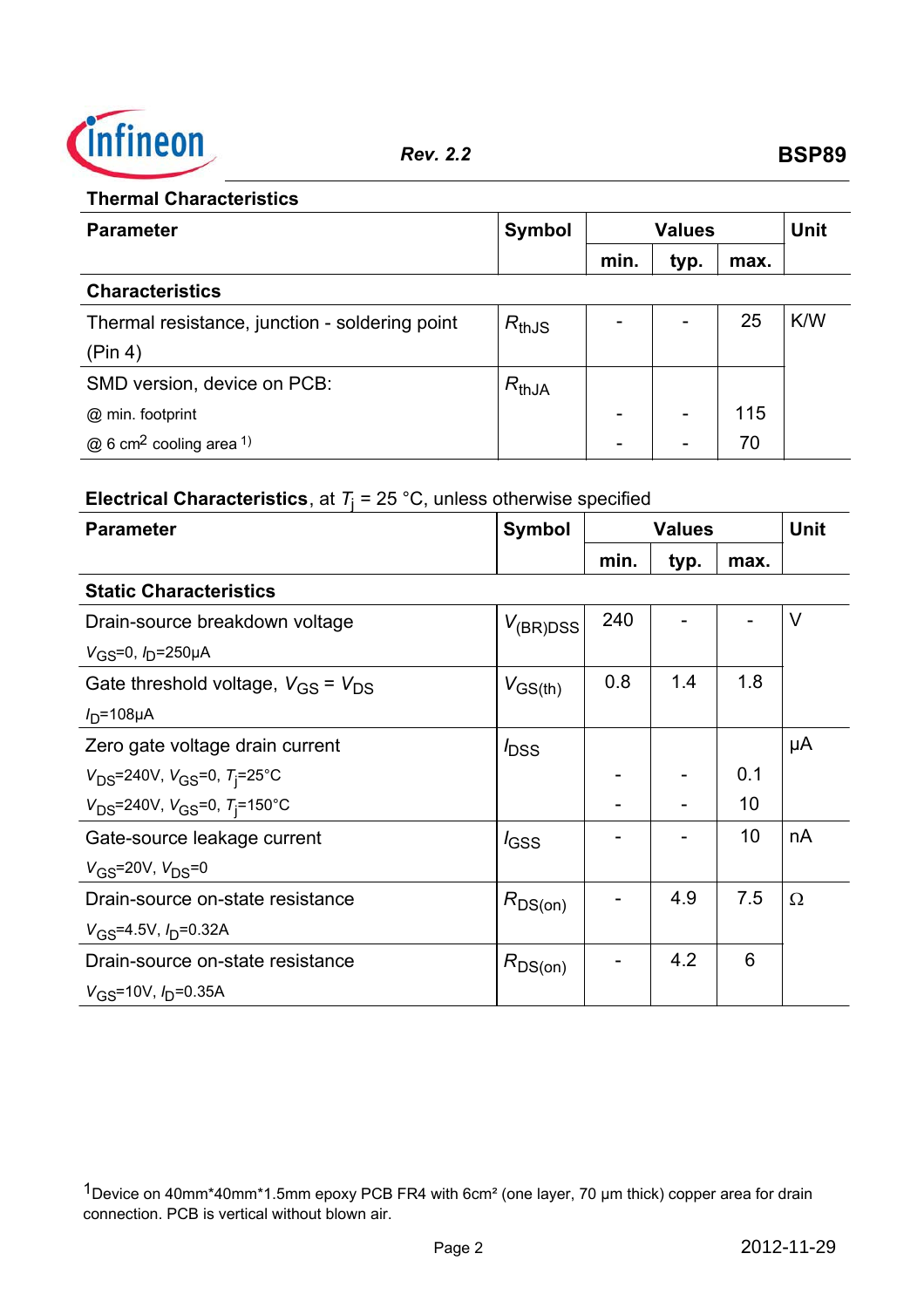## Thermal Characteristics

| Parameter | Symbol | Values | | | Unit |
|---|---|---|---|---|---|
| | | min. | typ. | max. | |
| **Characteristics** | | | | | |
| Thermal resistance, junction - soldering point (Pin 4) | $R_{thJS}$ | - | - | 25 | K/W |
| SMD version, device on PCB: | $R_{thJA}$ | | | | |
| @ min. footprint | | - | - | 115 | |
| @ 6 $cm^2$ cooling area [1] | | - | - | 70 | |

## Electrical Characteristics, at $T_j$ = 25 °C, unless otherwise specified

| Parameter | Symbol | Values | | | Unit |
|---|---|---|---|---|---|
| | | min. | typ. | max. | |
| **Static Characteristics** | | | | | |
| Drain-source breakdown voltage $V_{GS}$=0, $I_D$=250µA | $V_{(BR)DSS}$ | 240 | - | - | V |
| Gate threshold voltage, $V_{GS}$ = $V_{DS}$ $I_D$=108µA | $V_{GS(th)}$ | 0.8 | 1.4 | 1.8 | |
| Zero gate voltage drain current | $I_{DSS}$ | | | | µA |
| $V_{DS}$=240V, $V_{GS}$=0, $T_j$=25°C | | - | - | 0.1 | |
| $V_{DS}$=240V, $V_{GS}$=0, $T_j$=150°C | | - | - | 10 | |
| Gate-source leakage current $V_{GS}$=20V, $V_{DS}$=0 | $I_{GSS}$ | - | - | 10 | nA |
| Drain-source on-state resistance $V_{GS}$=4.5V, $I_D$=0.32A | $R_{DS(on)}$ | - | 4.9 | 7.5 | Ω |
| Drain-source on-state resistance $V_{GS}$=10V, $I_D$=0.35A | $R_{DS(on)}$ | - | 4.2 | 6 | |

[1] Device on 40mm*40mm*1.5mm epoxy PCB FR4 with 6cm² (one layer, 70 µm thick) copper area for drain connection. PCB is vertical without blown air.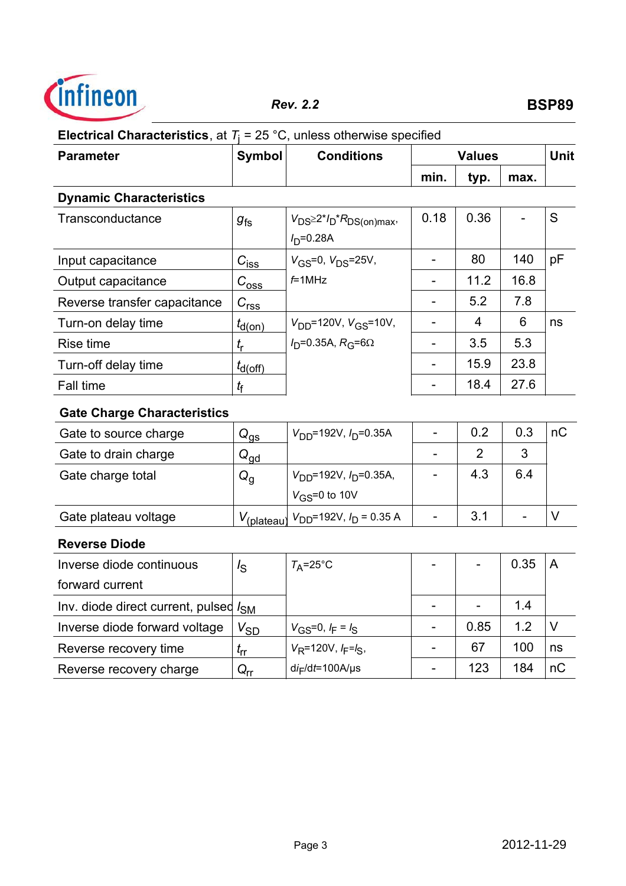**Electrical Characteristics**, at $T_j$ = 25 °C, unless otherwise specified

| Parameter | Symbol | Conditions | Values | | | Unit |
|---|---|---|---|---|---|---|
| | | | min. | typ. | max. | |
| **Dynamic Characteristics** | | | | | | |
| Transconductance | $g_{fs}$ | $V_{DS} \geq 2 * I_D * R_{DS(on)max}$, $I_D$=0.28A | 0.18 | 0.36 | - | S |
| Input capacitance | $C_{iss}$ | $V_{GS}$=0, $V_{DS}$=25V, $f$=1MHz | - | 80 | 140 | pF |
| Output capacitance | $C_{oss}$ | | - | 11.2 | 16.8 | |
| Reverse transfer capacitance | $C_{rss}$ | | - | 5.2 | 7.8 | |
| Turn-on delay time | $t_{d(on)}$ | $V_{DD}$=120V, $V_{GS}$=10V, $I_D$=0.35A, $R_G$=6Ω | - | 4 | 6 | ns |
| Rise time | $t_r$ | | - | 3.5 | 5.3 | |
| Turn-off delay time | $t_{d(off)}$ | | - | 15.9 | 23.8 | |
| Fall time | $t_f$ | | - | 18.4 | 27.6 | |
| **Gate Charge Characteristics** | | | | | | |
| Gate to source charge | $Q_{gs}$ | $V_{DD}$=192V, $I_D$=0.35A | - | 0.2 | 0.3 | nC |
| Gate to drain charge | $Q_{gd}$ | | - | 2 | 3 | |
| Gate charge total | $Q_g$ | $V_{DD}$=192V, $I_D$=0.35A, $V_{GS}$=0 to 10V | - | 4.3 | 6.4 | |
| Gate plateau voltage | $V_{(plateau)}$ | $V_{DD}$=192V, $I_D$ = 0.35 A | - | 3.1 | - | V |
| **Reverse Diode** | | | | | | |
| Inverse diode continuous forward current | $I_S$ | $T_A$=25°C | - | - | 0.35 | A |
| Inv. diode direct current, pulsed | $I_{SM}$ | | - | - | 1.4 | |
| Inverse diode forward voltage | $V_{SD}$ | $V_{GS}$=0, $I_F$ = $I_S$ | - | 0.85 | 1.2 | V |
| Reverse recovery time | $t_{rr}$ | $V_R$=120V, $I_F$=$I_S$, $di_F/dt$=100A/µs | - | 67 | 100 | ns |
| Reverse recovery charge | $Q_{rr}$ | | - | 123 | 184 | nC |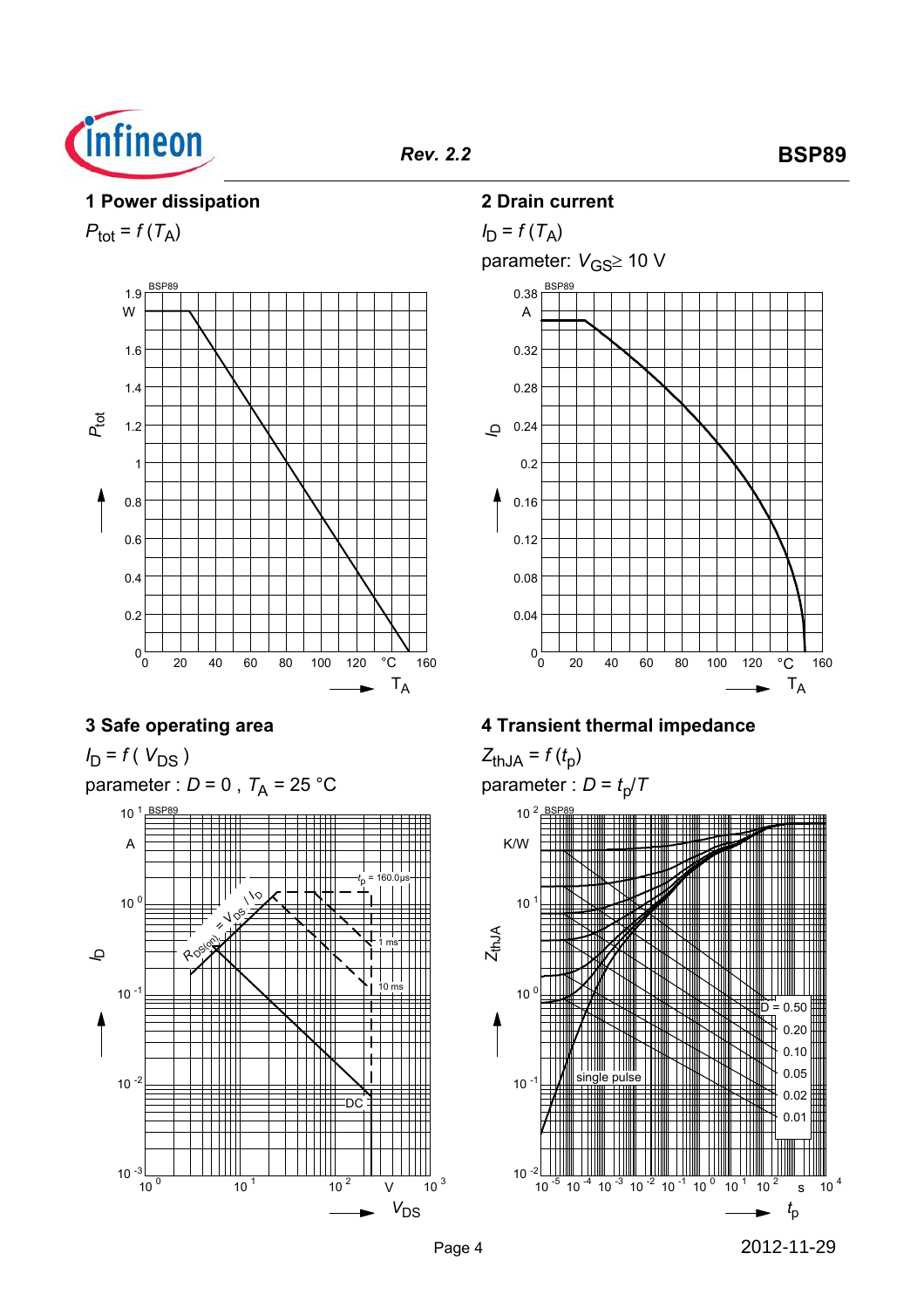## 1 Power dissipation

$P_{tot} = f(T_A)$

## 2 Drain current

$I_D = f(T_A)$

parameter: $V_{GS} \geq 10$ V

## 3 Safe operating area

$I_D = f(V_{DS})$

parameter : $D = 0$ , $T_A = 25$ °C

## 4 Transient thermal impedance

$Z_{thJA} = f(t_p)$

parameter : $D = t_p/T$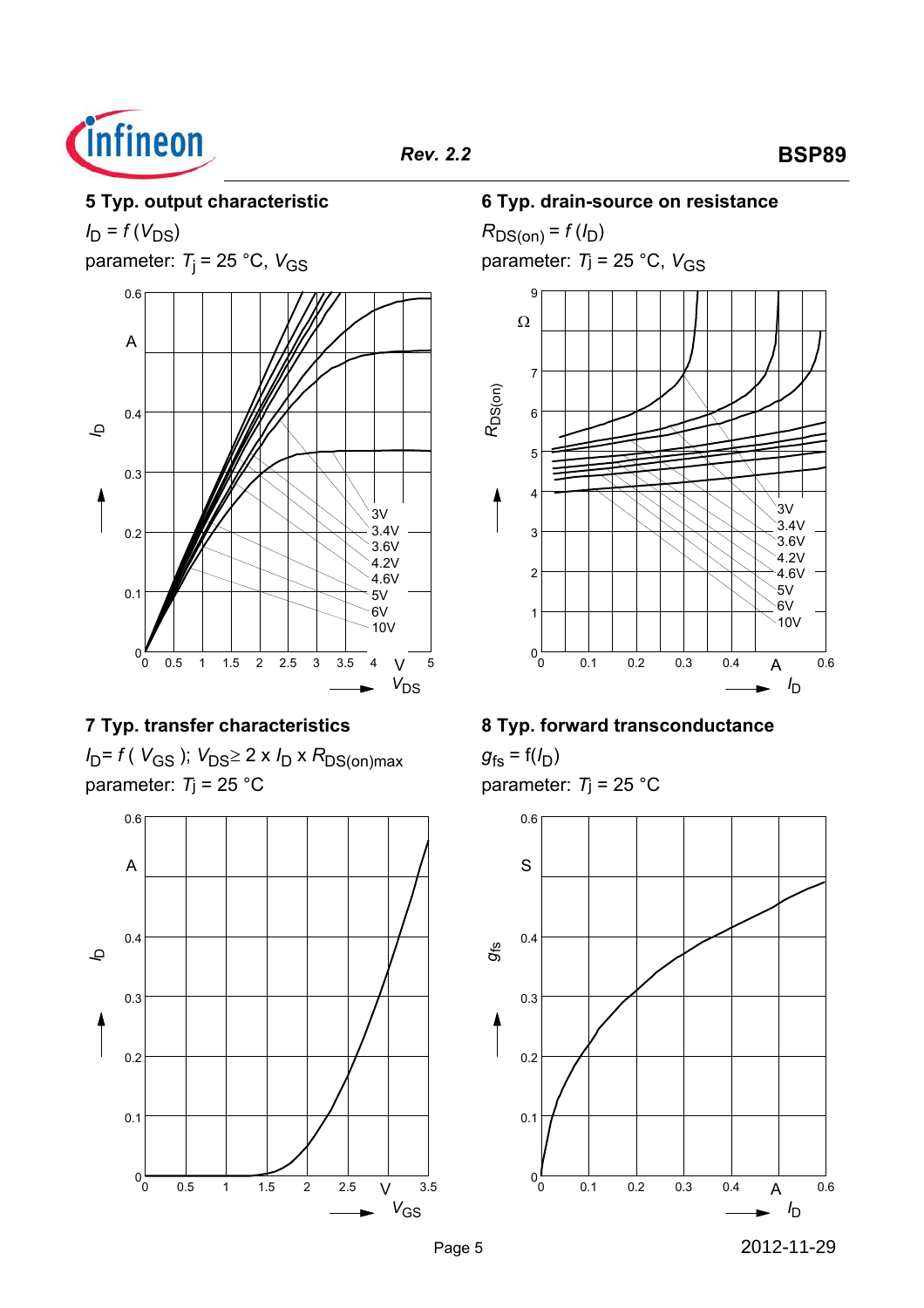### 5 Typ. output characteristic

$I_D = f(V_{DS})$

parameter: $T_j$ = 25 °C, $V_{GS}$

### 6 Typ. drain-source on resistance

$R_{DS(on)} = f(I_D)$

parameter: $T_j$ = 25 °C, $V_{GS}$

### 7 Typ. transfer characteristics

$I_D = f(V_{GS})$; $V_{DS} \geq 2 \times I_D \times R_{DS(on)max}$

parameter: $T_j$ = 25 °C

### 8 Typ. forward transconductance

$g_{fs} = f(I_D)$

parameter: $T_j$ = 25 °C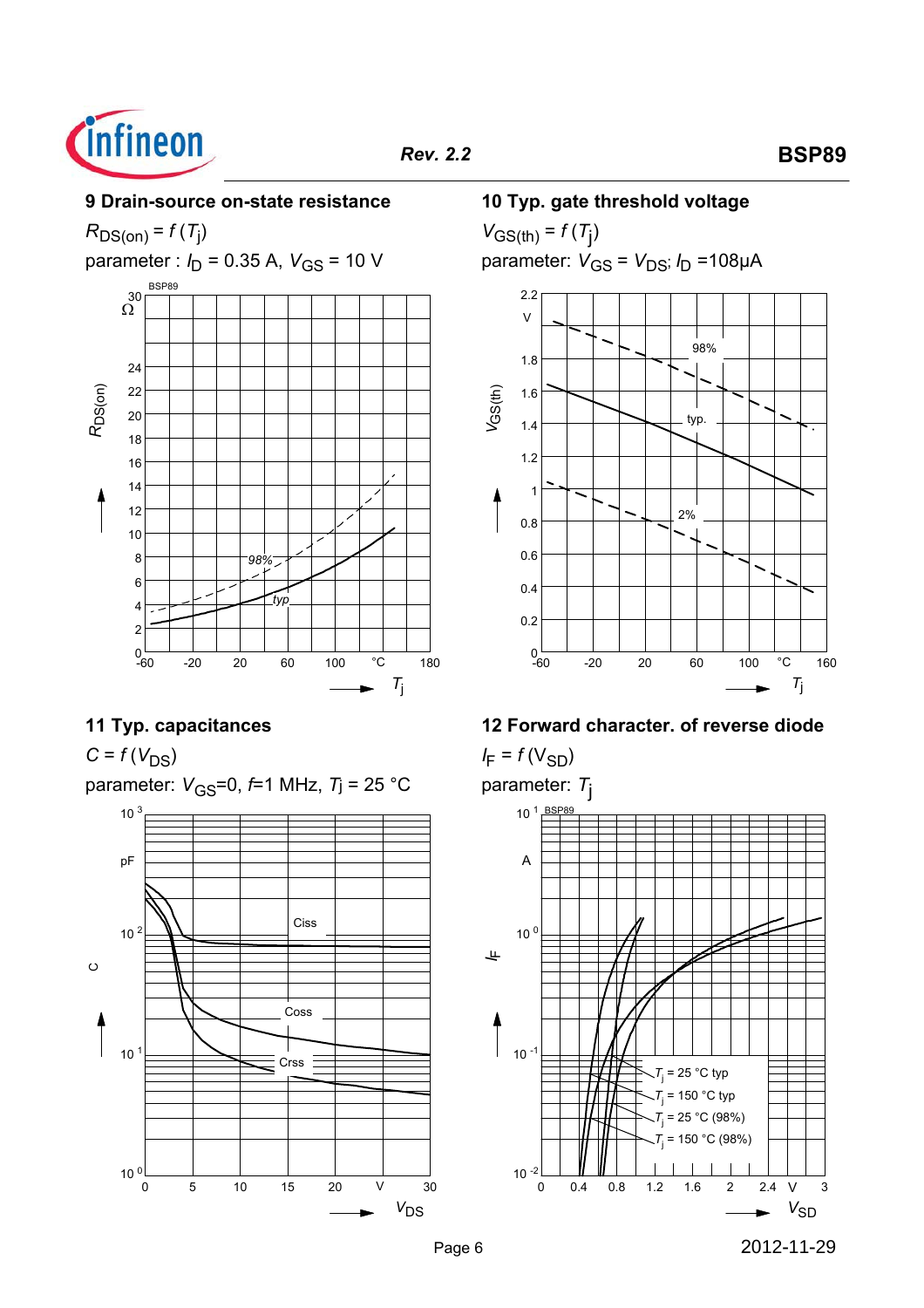### 9 Drain-source on-state resistance

$R_{DS(on)} = f(T_j)$

parameter : $I_D$ = 0.35 A, $V_{GS}$ = 10 V

### 10 Typ. gate threshold voltage

$V_{GS(th)} = f(T_j)$

parameter: $V_{GS} = V_{DS}$; $I_D$ =108µA

### 11 Typ. capacitances

$C = f(V_{DS})$

parameter: $V_{GS}$=0, $f$=1 MHz, $T_j$ = 25 °C

### 12 Forward character. of reverse diode

$I_F = f(V_{SD})$

parameter: $T_j$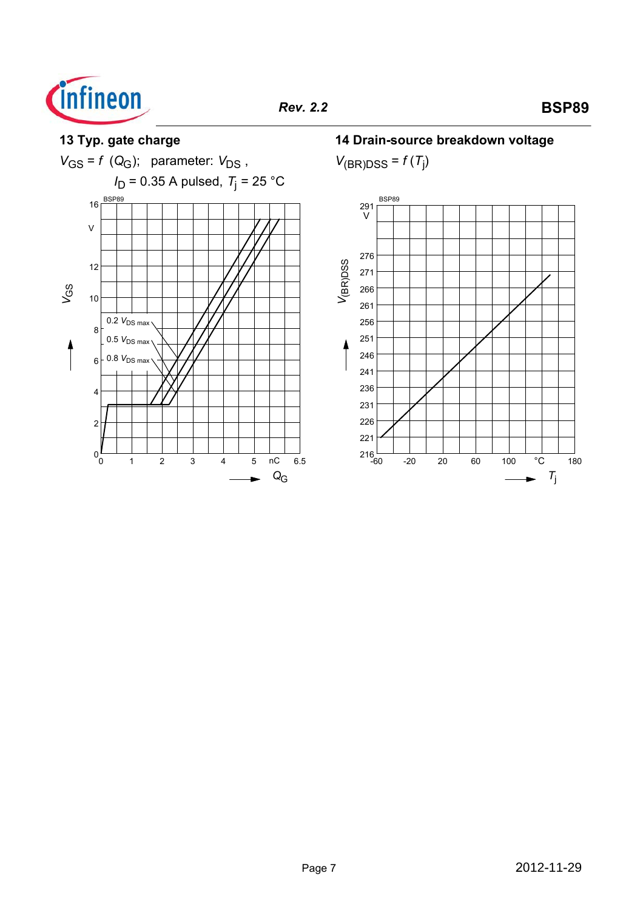## 13 Typ. gate charge

$V_{GS} = f\ (Q_G)$; parameter: $V_{DS}$ ,

$I_D$ = 0.35 A pulsed, $T_j$ = 25 °C

## 14 Drain-source breakdown voltage

$V_{(BR)DSS} = f\,(T_j)$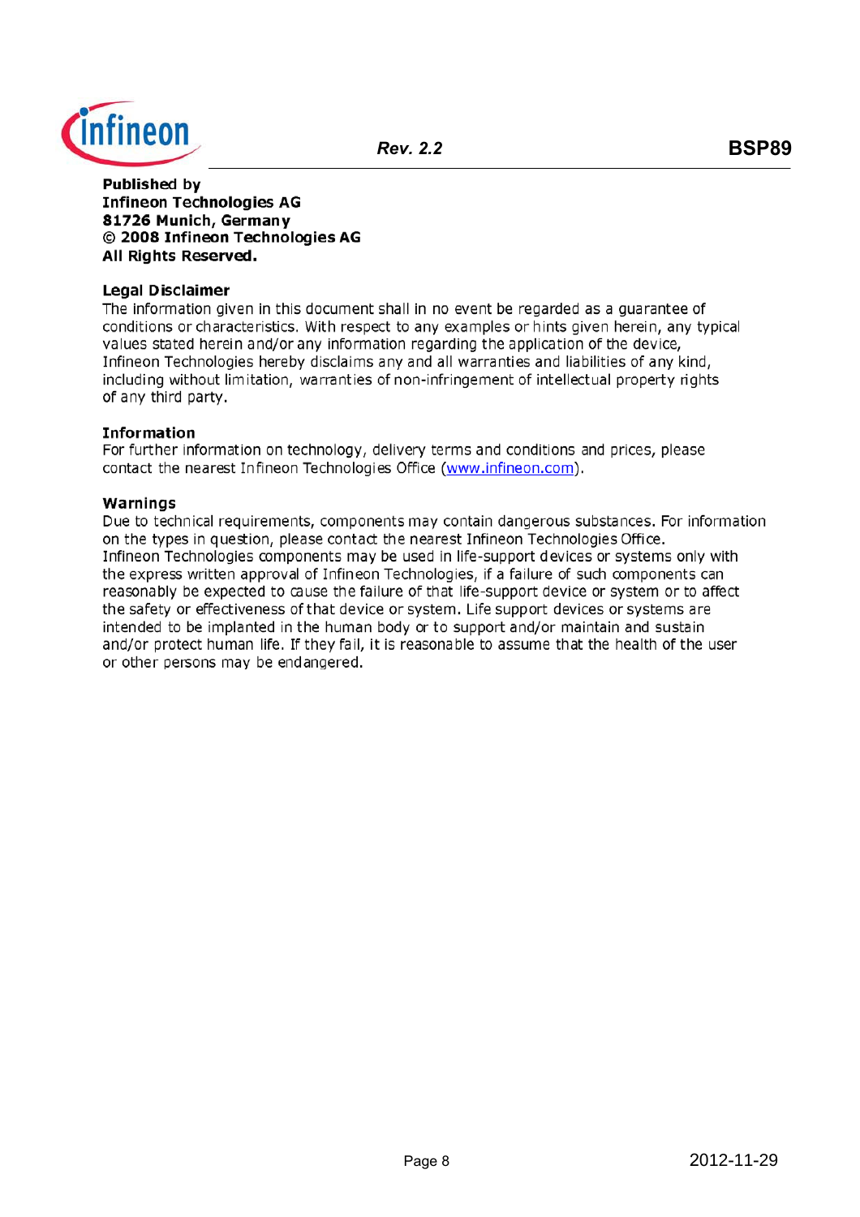**Published by**
**Infineon Technologies AG**
**81726 Munich, Germany**
**© 2008 Infineon Technologies AG**
**All Rights Reserved.**

## Legal Disclaimer

The information given in this document shall in no event be regarded as a guarantee of conditions or characteristics. With respect to any examples or hints given herein, any typical values stated herein and/or any information regarding the application of the device, Infineon Technologies hereby disclaims any and all warranties and liabilities of any kind, including without limitation, warranties of non-infringement of intellectual property rights of any third party.

## Information

For further information on technology, delivery terms and conditions and prices, please contact the nearest Infineon Technologies Office (www.infineon.com).

## Warnings

Due to technical requirements, components may contain dangerous substances. For information on the types in question, please contact the nearest Infineon Technologies Office.
Infineon Technologies components may be used in life-support devices or systems only with the express written approval of Infineon Technologies, if a failure of such components can reasonably be expected to cause the failure of that life-support device or system or to affect the safety or effectiveness of that device or system. Life support devices or systems are intended to be implanted in the human body or to support and/or maintain and sustain and/or protect human life. If they fail, it is reasonable to assume that the health of the user or other persons may be endangered.